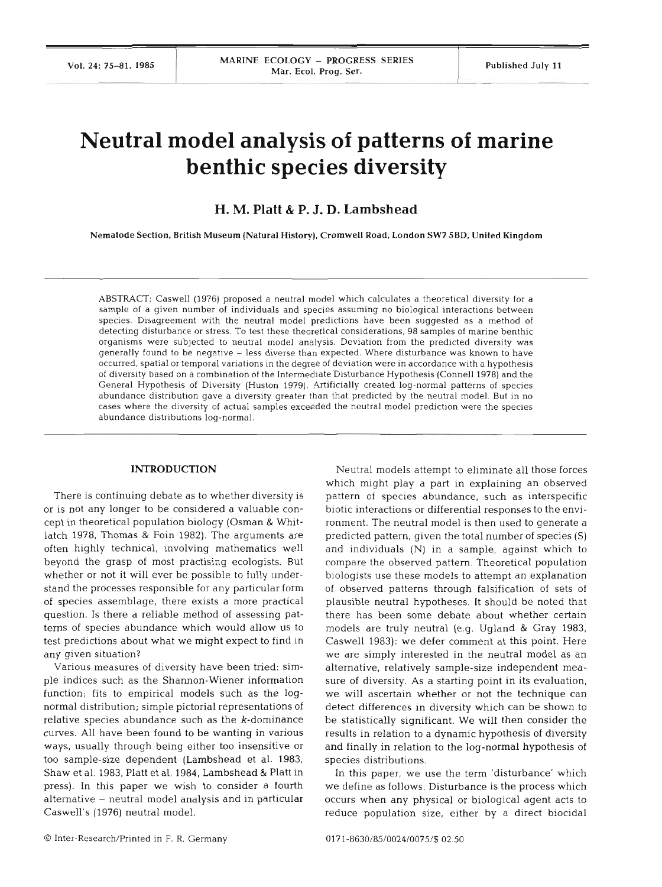# Neutral model analysis of patterns of marine benthic species diversity

**H. M. Platt & P. J. D. Lambshead**

Nematode Section, British Museum (Natural History), Cromwell Road, London SW7 5BD, United Kingdom

ABSTRACT: Caswell (1976) proposed a neutral model which calculates a theoretical diversity for a sample of a given number of individuals and species assuming no biological interactions between species. Disagreement with the neutral model predictions have been suggested as a method of detecting disturbance or stress. To test these theoretical considerations, 98 samples of marine benthic organisms were subjected to neutral model analysis. Deviation from the predicted diversity was generally found to be negative – less diverse than expected. Where disturbance was known to have occurred, spatial or temporal variations in the degree of deviation were in accordance with a hypothesis of diversity based on a combination of the Intermediate Disturbance Hypothesis (Connell 1978) and the General Hypothesis of Diversity (Huston 1979). Artificially created log-normal patterns of species abundance distribution gave a diversity greater than that predicted by the neutral model. But in no cases where the diversity of actual samples exceeded the neutral model prediction were the species abundance distributions log-normal.

## INTRODUCTION

There is continuing debate as to whether diversity is or is not any longer to be considered a valuable concept in theoretical population biology (Osman & Whitlatch 1978, Thomas & Foin 1982). The arguments are often highly technical, involving mathematics well beyond the grasp of most practising ecologists. But whether or not it will ever be possible to fully understand the processes responsible for any particular form of species assemblage, there exists a more practical question. Is there a reliable method of assessing patterns of species abundance which would allow us to test predictions about what we might expect to find in any given situation?

Various measures of diversity have been tried: simple indices such as the Shannon-Wiener information function; fits to empirical models such as the log-normal distribution; simple pictorial representations of relative species abundance such as the *k*-dominance curves. All have been found to be wanting in various ways, usually through being either too insensitive or too sample-size dependent (Lambshead et al. 1983, Shaw et al. 1983, Platt et al. 1984, Lambshead & Platt in press). In this paper we wish to consider a fourth alternative – neutral model analysis and in particular Caswell's (1976) neutral model.

Neutral models attempt to eliminate all those forces which might play a part in explaining an observed pattern of species abundance, such as interspecific biotic interactions or differential responses to the environment. The neutral model is then used to generate a predicted pattern, given the total number of species (S) and individuals (N) in a sample, against which to compare the observed pattern. Theoretical population biologists use these models to attempt an explanation of observed patterns through falsification of sets of plausible neutral hypotheses. It should be noted that there has been some debate about whether certain models are truly neutral (e.g. Ugland & Gray 1983, Caswell 1983): we defer comment at this point. Here we are simply interested in the neutral model as an alternative, relatively sample-size independent measure of diversity. As a starting point in its evaluation, we will ascertain whether or not the technique can detect differences in diversity which can be shown to be statistically significant. We will then consider the results in relation to a dynamic hypothesis of diversity and finally in relation to the log-normal hypothesis of species distributions.

In this paper, we use the term 'disturbance' which we define as follows. Disturbance is the process which occurs when any physical or biological agent acts to reduce population size, either by a direct biocidal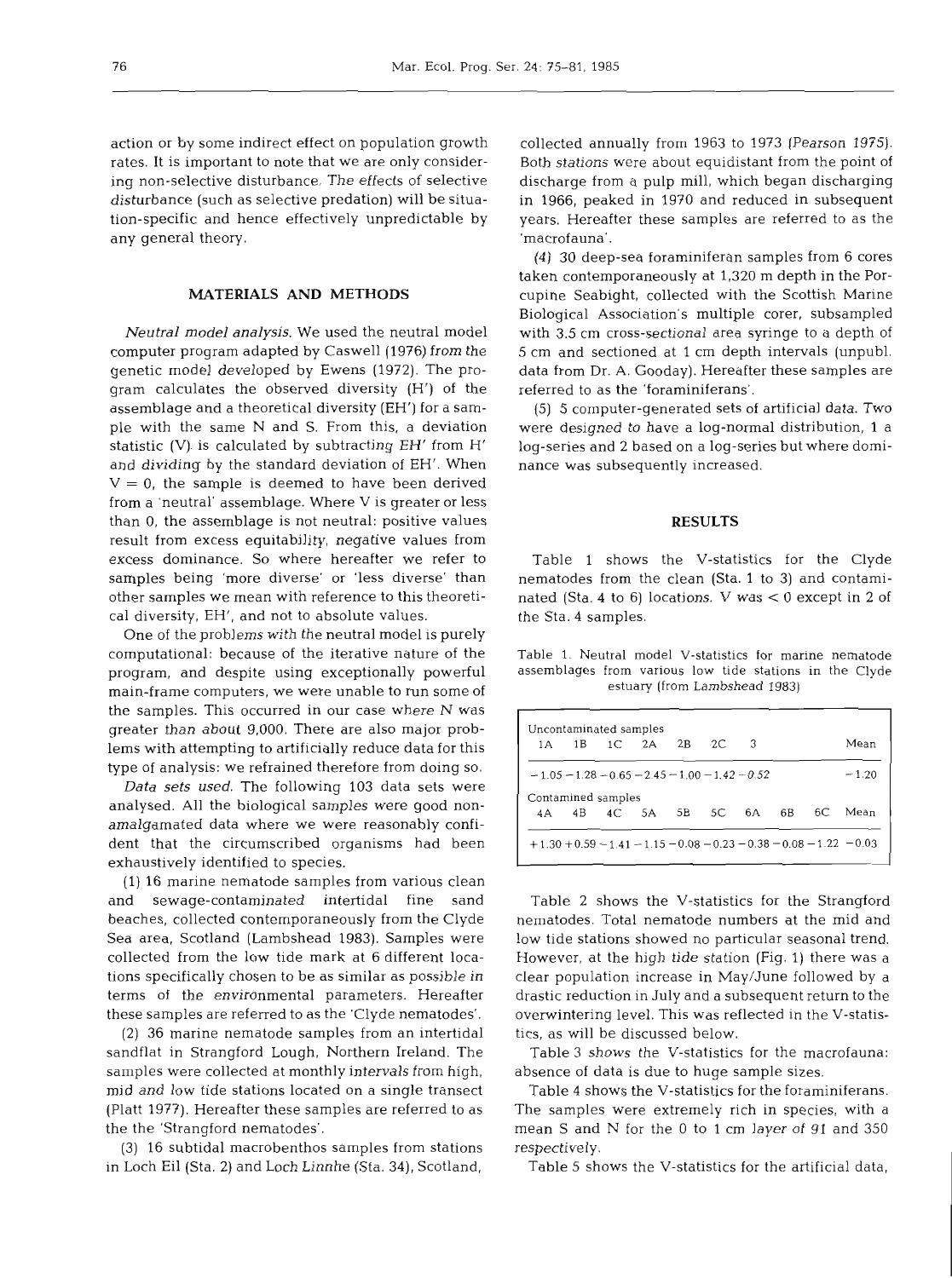action or by some indirect effect on population growth rates. It is important to note that we are only considering non-selective disturbance. The effects of selective disturbance (such as selective predation) will be situation-specific and hence effectively unpredictable by any general theory.

## MATERIALS AND METHODS

*Neutral model analysis.* We used the neutral model computer program adapted by Caswell (1976) from the genetic model developed by Ewens (1972). The program calculates the observed diversity (H') of the assemblage and a theoretical diversity (EH') for a sample with the same N and S. From this, a deviation statistic (V) is calculated by subtracting EH' from H' and dividing by the standard deviation of EH'. When $V = 0$, the sample is deemed to have been derived from a 'neutral' assemblage. Where V is greater or less than 0, the assemblage is not neutral: positive values result from excess equitability, negative values from excess dominance. So where hereafter we refer to samples being 'more diverse' or 'less diverse' than other samples we mean with reference to this theoretical diversity, EH', and not to absolute values.

One of the problems with the neutral model is purely computational: because of the iterative nature of the program, and despite using exceptionally powerful main-frame computers, we were unable to run some of the samples. This occurred in our case where N was greater than about 9,000. There are also major problems with attempting to artificially reduce data for this type of analysis: we refrained therefore from doing so.

*Data sets used.* The following 103 data sets were analysed. All the biological samples were good non-amalgamated data where we were reasonably confident that the circumscribed organisms had been exhaustively identified to species.

(1) 16 marine nematode samples from various clean and sewage-contaminated intertidal fine sand beaches, collected contemporaneously from the Clyde Sea area, Scotland (Lambshead 1983). Samples were collected from the low tide mark at 6 different locations specifically chosen to be as similar as possible in terms of the environmental parameters. Hereafter these samples are referred to as the 'Clyde nematodes'.

(2) 36 marine nematode samples from an intertidal sandflat in Strangford Lough, Northern Ireland. The samples were collected at monthly intervals from high, mid and low tide stations located on a single transect (Platt 1977). Hereafter these samples are referred to as the the 'Strangford nematodes'.

(3) 16 subtidal macrobenthos samples from stations in Loch Eil (Sta. 2) and Loch Linnhe (Sta. 34), Scotland, collected annually from 1963 to 1973 (Pearson 1975). Both stations were about equidistant from the point of discharge from a pulp mill, which began discharging in 1966, peaked in 1970 and reduced in subsequent years. Hereafter these samples are referred to as the 'macrofauna'.

(4) 30 deep-sea foraminiferan samples from 6 cores taken contemporaneously at 1,320 m depth in the Porcupine Seabight, collected with the Scottish Marine Biological Association's multiple corer, subsampled with 3.5 cm cross-sectional area syringe to a depth of 5 cm and sectioned at 1 cm depth intervals (unpubl. data from Dr. A. Gooday). Hereafter these samples are referred to as the 'foraminiferans'.

(5) 5 computer-generated sets of artificial data. Two were designed to have a log-normal distribution, 1 a log-series and 2 based on a log-series but where dominance was subsequently increased.

## RESULTS

Table 1 shows the V-statistics for the Clyde nematodes from the clean (Sta. 1 to 3) and contaminated (Sta. 4 to 6) locations. V was < 0 except in 2 of the Sta. 4 samples.

Table 1. Neutral model V-statistics for marine nematode assemblages from various low tide stations in the Clyde estuary (from Lambshead 1983)

| Uncontaminated samples | | | | | | | | | |
|---|---|---|---|---|---|---|---|---|---|
| 1A | 1B | 1C | 2A | 2B | 2C | 3 | | | Mean |
| −1.05 | −1.28 | −0.65 | −2.45 | −1.00 | −1.42 | −0.52 | | | −1.20 |
| **Contamined samples** | | | | | | | | | |
| 4A | 4B | 4C | 5A | 5B | 5C | 6A | 6B | 6C | Mean |
| +1.30 | +0.59 | −1.41 | −1.15 | −0.08 | −0.23 | −0.38 | −0.08 | −1.22 | −0.03 |

Table 2 shows the V-statistics for the Strangford nematodes. Total nematode numbers at the mid and low tide stations showed no particular seasonal trend. However, at the high tide station (Fig. 1) there was a clear population increase in May/June followed by a drastic reduction in July and a subsequent return to the overwintering level. This was reflected in the V-statistics, as will be discussed below.

Table 3 shows the V-statistics for the macrofauna: absence of data is due to huge sample sizes.

Table 4 shows the V-statistics for the foraminiferans. The samples were extremely rich in species, with a mean S and N for the 0 to 1 cm layer of 91 and 350 respectively.

Table 5 shows the V-statistics for the artificial data,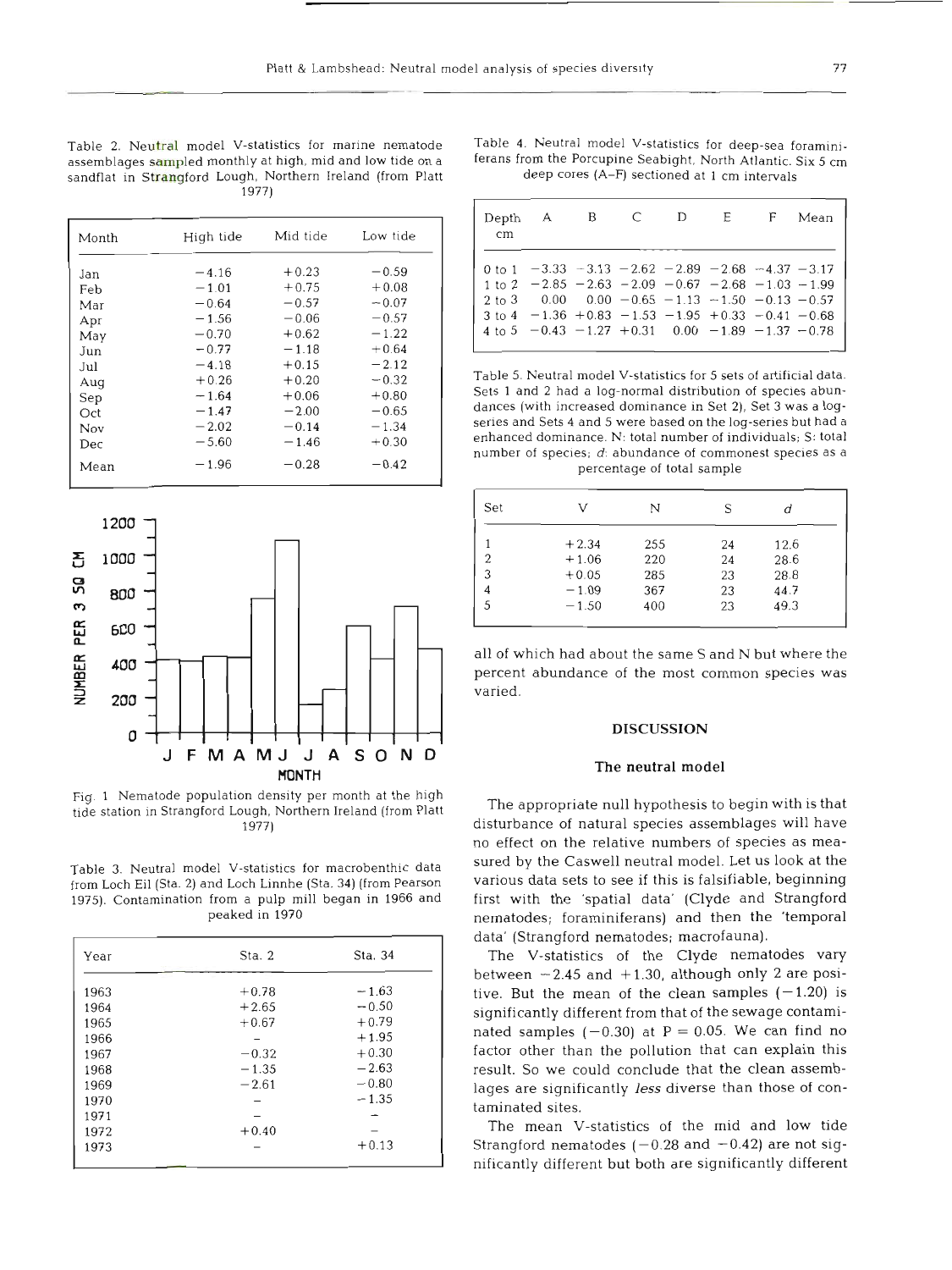Table 2. Neutral model V-statistics for marine nematode assemblages sampled monthly at high, mid and low tide on a sandflat in Strangford Lough, Northern Ireland (from Platt 1977)

| Month | High tide | Mid tide | Low tide |
|---|---|---|---|
| Jan | −4.16 | +0.23 | −0.59 |
| Feb | −1.01 | +0.75 | +0.08 |
| Mar | −0.64 | −0.57 | −0.07 |
| Apr | −1.56 | −0.06 | −0.57 |
| May | −0.70 | +0.62 | −1.22 |
| Jun | −0.77 | −1.18 | +0.64 |
| Jul | −4.18 | +0.15 | −2.12 |
| Aug | +0.26 | +0.20 | −0.32 |
| Sep | −1.64 | +0.06 | +0.80 |
| Oct | −1.47 | −2.00 | −0.65 |
| Nov | −2.02 | −0.14 | −1.34 |
| Dec | −5.60 | −1.46 | +0.30 |
| Mean | −1.96 | −0.28 | −0.42 |

Fig. 1 Nematode population density per month at the high tide station in Strangford Lough, Northern Ireland (from Platt 1977)

Table 3. Neutral model V-statistics for macrobenthic data from Loch Eil (Sta. 2) and Loch Linnhe (Sta. 34) (from Pearson 1975). Contamination from a pulp mill began in 1966 and peaked in 1970

| Year | Sta. 2 | Sta. 34 |
|---|---|---|
| 1963 | +0.78 | −1.63 |
| 1964 | +2.65 | −0.50 |
| 1965 | +0.67 | +0.79 |
| 1966 | – | +1.95 |
| 1967 | −0.32 | +0.30 |
| 1968 | −1.35 | −2.63 |
| 1969 | −2.61 | −0.80 |
| 1970 | – | −1.35 |
| 1971 | – | – |
| 1972 | +0.40 | – |
| 1973 | – | +0.13 |

Table 4. Neutral model V-statistics for deep-sea foraminiferans from the Porcupine Seabight, North Atlantic. Six 5 cm deep cores (A–F) sectioned at 1 cm intervals

| Depth cm | A | B | C | D | E | F | Mean |
|---|---|---|---|---|---|---|---|
| 0 to 1 | −3.33 | −3.13 | −2.62 | −2.89 | −2.68 | −4.37 | −3.17 |
| 1 to 2 | −2.85 | −2.63 | −2.09 | −0.67 | −2.68 | −1.03 | −1.99 |
| 2 to 3 | 0.00 | 0.00 | −0.65 | −1.13 | −1.50 | −0.13 | −0.57 |
| 3 to 4 | −1.36 | +0.83 | −1.53 | −1.95 | +0.33 | −0.41 | −0.68 |
| 4 to 5 | −0.43 | −1.27 | +0.31 | 0.00 | −1.89 | −1.37 | −0.78 |

Table 5. Neutral model V-statistics for 5 sets of artificial data. Sets 1 and 2 had a log-normal distribution of species abundances (with increased dominance in Set 2), Set 3 was a log-series and Sets 4 and 5 were based on the log-series but had a enhanced dominance. N: total number of individuals; S: total number of species; *d*: abundance of commonest species as a percentage of total sample

| Set | V | N | S | *d* |
|---|---|---|---|---|
| 1 | +2.34 | 255 | 24 | 12.6 |
| 2 | +1.06 | 220 | 24 | 28.6 |
| 3 | +0.05 | 285 | 23 | 28.8 |
| 4 | −1.09 | 367 | 23 | 44.7 |
| 5 | −1.50 | 400 | 23 | 49.3 |

all of which had about the same S and N but where the percent abundance of the most common species was varied.

## DISCUSSION

### The neutral model

The appropriate null hypothesis to begin with is that disturbance of natural species assemblages will have no effect on the relative numbers of species as measured by the Caswell neutral model. Let us look at the various data sets to see if this is falsifiable, beginning first with the 'spatial data' (Clyde and Strangford nematodes; foraminiferans) and then the 'temporal data' (Strangford nematodes; macrofauna).

The V-statistics of the Clyde nematodes vary between −2.45 and +1.30, although only 2 are positive. But the mean of the clean samples (−1.20) is significantly different from that of the sewage contaminated samples (−0.30) at P = 0.05. We can find no factor other than the pollution that can explain this result. So we could conclude that the clean assemblages are significantly *less* diverse than those of contaminated sites.

The mean V-statistics of the mid and low tide Strangford nematodes (−0.28 and −0.42) are not significantly different but both are significantly different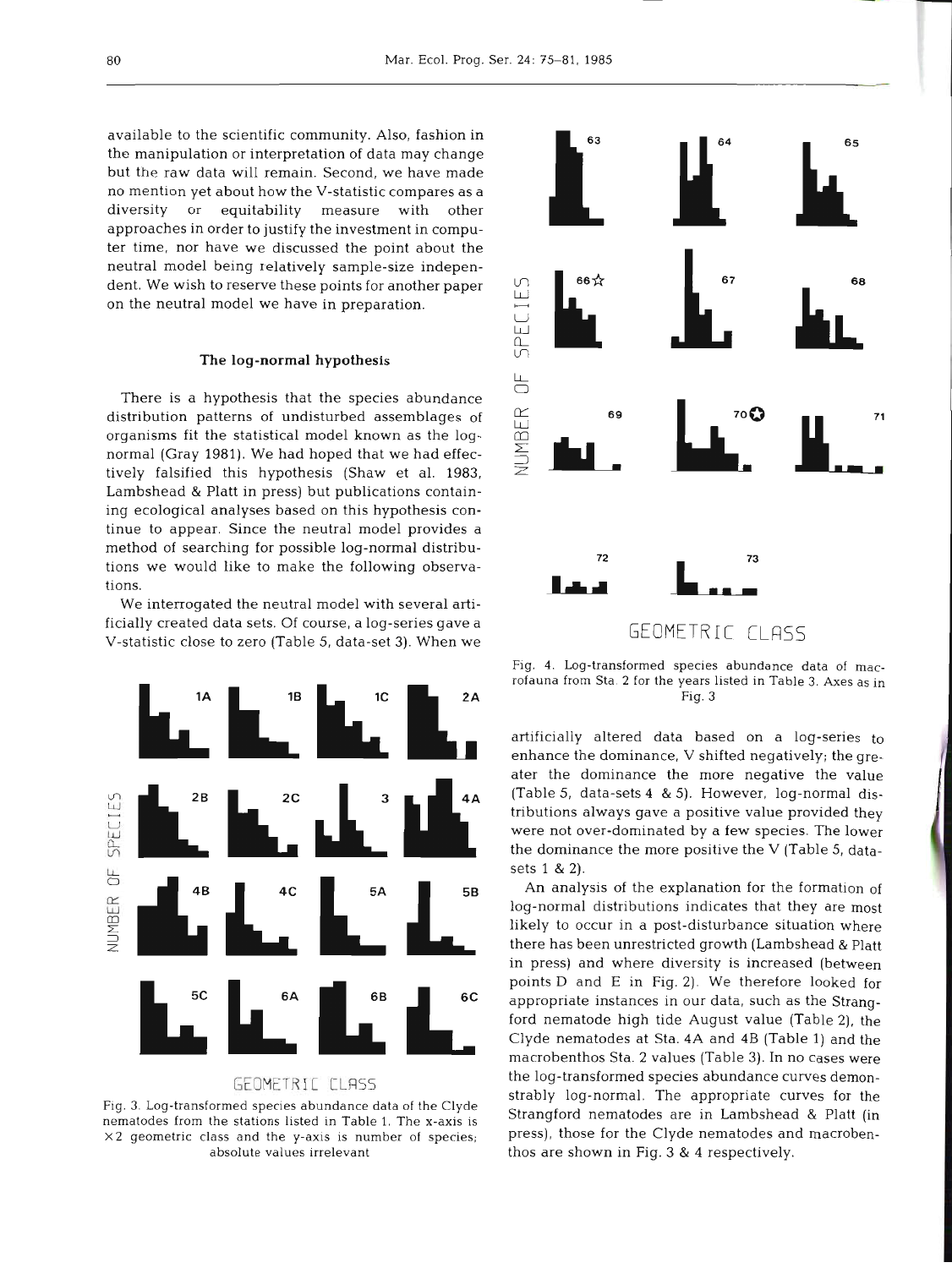available to the scientific community. Also, fashion in the manipulation or interpretation of data may change but the raw data will remain. Second, we have made no mention yet about how the V-statistic compares as a diversity or equitability measure with other approaches in order to justify the investment in computer time, nor have we discussed the point about the neutral model being relatively sample-size independent. We wish to reserve these points for another paper on the neutral model we have in preparation.

### The log-normal hypothesis

There is a hypothesis that the species abundance distribution patterns of undisturbed assemblages of organisms fit the statistical model known as the log-normal (Gray 1981). We had hoped that we had effectively falsified this hypothesis (Shaw et al. 1983, Lambshead & Platt in press) but publications containing ecological analyses based on this hypothesis continue to appear. Since the neutral model provides a method of searching for possible log-normal distributions we would like to make the following observations.

We interrogated the neutral model with several artificially created data sets. Of course, a log-series gave a V-statistic close to zero (Table 5, data-set 3). When we artificially altered data based on a log-series to enhance the dominance, V shifted negatively; the greater the dominance the more negative the value (Table 5, data-sets 4 & 5). However, log-normal distributions always gave a positive value provided they were not over-dominated by a few species. The lower the dominance the more positive the V (Table 5, data-sets 1 & 2).

An analysis of the explanation for the formation of log-normal distributions indicates that they are most likely to occur in a post-disturbance situation where there has been unrestricted growth (Lambshead & Platt in press) and where diversity is increased (between points D and E in Fig. 2). We therefore looked for appropriate instances in our data, such as the Strangford nematode high tide August value (Table 2), the Clyde nematodes at Sta. 4A and 4B (Table 1) and the macrobenthos Sta. 2 values (Table 3). In no cases were the log-transformed species abundance curves demonstrably log-normal. The appropriate curves for the Strangford nematodes are in Lambshead & Platt (in press), those for the Clyde nematodes and macrobenthos are shown in Fig. 3 & 4 respectively.

Fig. 3. Log-transformed species abundance data of the Clyde nematodes from the stations listed in Table 1. The x-axis is ×2 geometric class and the y-axis is number of species; absolute values irrelevant

Fig. 4. Log-transformed species abundance data of macrofauna from Sta. 2 for the years listed in Table 3. Axes as in Fig. 3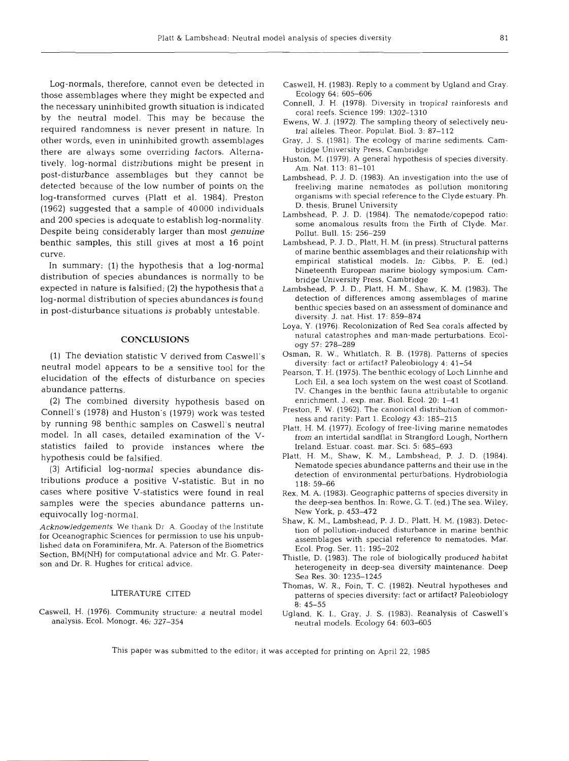Log-normals, therefore, cannot even be detected in those assemblages where they might be expected and the necessary uninhibited growth situation is indicated by the neutral model. This may be because the required randomness is never present in nature. In other words, even in uninhibited growth assemblages there are always some overriding factors. Alternatively, log-normal distributions might be present in post-disturbance assemblages but they cannot be detected because of the low number of points on the log-transformed curves (Platt et al. 1984). Preston (1962) suggested that a sample of 40000 individuals and 200 species is adequate to establish log-normality. Despite being considerably larger than most *genuine* benthic samples, this still gives at most a 16 point curve.

In summary: (1) the hypothesis that a log-normal distribution of species abundances is normally to be expected in nature is falsified; (2) the hypothesis that a log-normal distribution of species abundances is found in post-disturbance situations is probably untestable.

## CONCLUSIONS

(1) The deviation statistic V derived from Caswell's neutral model appears to be a sensitive tool for the elucidation of the effects of disturbance on species abundance patterns.

(2) The combined diversity hypothesis based on Connell's (1978) and Huston's (1979) work was tested by running 98 benthic samples on Caswell's neutral model. In all cases, detailed examination of the V-statistics failed to provide instances where the hypothesis could be falsified.

(3) Artificial log-normal species abundance distributions produce a positive V-statistic. But in no cases where positive V-statistics were found in real samples were the species abundance patterns unequivocally log-normal.

*Acknowledgements.* We thank Dr A. Gooday of the Institute for Oceanographic Sciences for permission to use his unpublished data on Foraminifera, Mr. A. Paterson of the Biometrics Section, BM(NH) for computational advice and Mr. G. Paterson and Dr. R. Hughes for critical advice.

## LITERATURE CITED

Caswell, H. (1976). Community structure: a neutral model analysis. Ecol. Monogr. 46: 327–354

Caswell, H. (1983). Reply to a comment by Ugland and Gray. Ecology 64: 605–606

Connell, J. H. (1978). Diversity in tropical rainforests and coral reefs. Science 199: 1302–1310

Ewens, W. J. (1972). The sampling theory of selectively neutral alleles. Theor. Populat. Biol. 3: 87–112

Gray, J. S. (1981). The ecology of marine sediments. Cambridge University Press, Cambridge

Huston, M. (1979). A general hypothesis of species diversity. Am. Nat. 113: 81–101

Lambshead, P. J. D. (1983). An investigation into the use of freeliving marine nematodes as pollution monitoring organisms with special reference to the Clyde estuary. Ph. D. thesis, Brunel University

Lambshead, P. J. D. (1984). The nematode/copepod ratio: some anomalous results from the Firth of Clyde. Mar. Pollut. Bull. 15: 256–259

Lambshead, P. J. D., Platt, H. M. (in press). Structural patterns of marine benthic assemblages and their relationship with empirical statistical models. In: Gibbs, P. E. (ed.) Nineteenth European marine biology symposium. Cambridge University Press, Cambridge

Lambshead, P. J. D., Platt, H. M., Shaw, K. M. (1983). The detection of differences among assemblages of marine benthic species based on an assessment of dominance and diversity. J. nat. Hist. 17: 859–874

Loya, Y. (1976). Recolonization of Red Sea corals affected by natural catastrophes and man-made perturbations. Ecology 57: 278–289

Osman, R. W., Whitlatch, R. B. (1978). Patterns of species diversity: fact or artifact? Paleobiology 4: 41–54

Pearson, T. H. (1975). The benthic ecology of Loch Linnhe and Loch Eil, a sea loch system on the west coast of Scotland. IV. Changes in the benthic fauna attributable to organic enrichment. J. exp. mar. Biol. Ecol. 20: 1–41

Preston, F. W. (1962). The canonical distribution of commonness and rarity: Part 1. Ecology 43: 185–215

Platt, H. M. (1977). Ecology of free-living marine nematodes from an intertidal sandflat in Strangford Lough, Northern Ireland. Estuar. coast. mar. Sci. 5: 685–693

Platt, H. M., Shaw, K. M., Lambshead, P. J. D. (1984). Nematode species abundance patterns and their use in the detection of environmental perturbations. Hydrobiologia 118: 59–66

Rex, M. A. (1983). Geographic patterns of species diversity in the deep-sea benthos. In: Rowe, G. T. (ed.) The sea. Wiley, New York, p. 453–472

Shaw, K. M., Lambshead, P. J. D., Platt, H. M. (1983). Detection of pollution-induced disturbance in marine benthic assemblages with special reference to nematodes. Mar. Ecol. Prog. Ser. 11: 195–202

Thistle, D. (1983). The role of biologically produced habitat heterogeneity in deep-sea diversity maintenance. Deep Sea Res. 30: 1235–1245

Thomas, W. R., Foin, T. C. (1982). Neutral hypotheses and patterns of species diversity: fact or artifact? Paleobiology 8: 45–55

Ugland, K. I., Gray, J. S. (1983). Reanalysis of Caswell's neutral models. Ecology 64: 603–605

This paper was submitted to the editor; it was accepted for printing on April 22, 1985